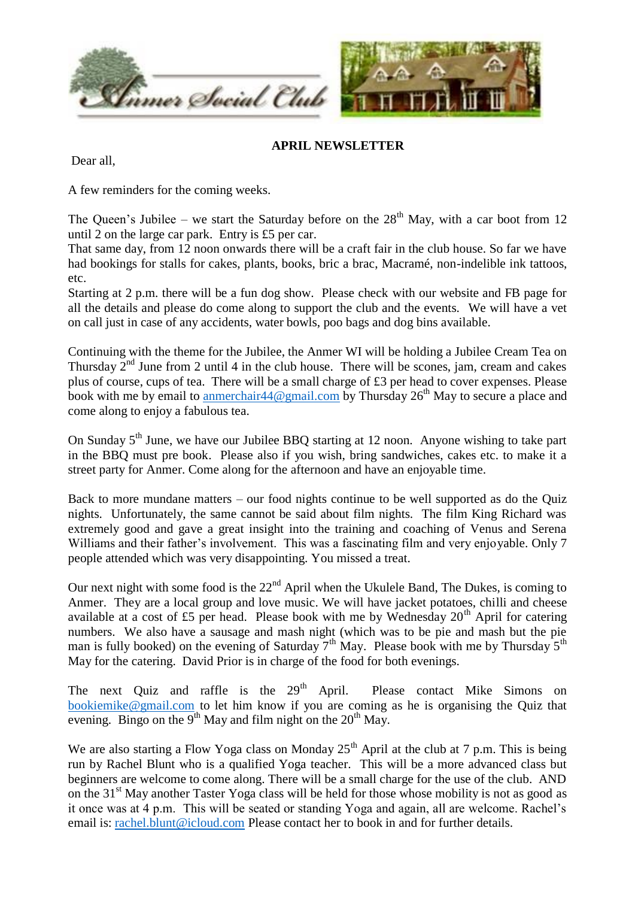## APRIL NEWSLETTER

Dear all,

A few reminders for the coming weeks.

The Queen's Jubilee – we start the Saturday before on the 28th May, with a car boot from 12 until 2 on the large car park. Entry is £5 per car.
That same day, from 12 noon onwards there will be a craft fair in the club house. So far we have had bookings for stalls for cakes, plants, books, bric a brac, Macramé, non-indelible ink tattoos, etc.
Starting at 2 p.m. there will be a fun dog show. Please check with our website and FB page for all the details and please do come along to support the club and the events. We will have a vet on call just in case of any accidents, water bowls, poo bags and dog bins available.

Continuing with the theme for the Jubilee, the Anmer WI will be holding a Jubilee Cream Tea on Thursday 2nd June from 2 until 4 in the club house. There will be scones, jam, cream and cakes plus of course, cups of tea. There will be a small charge of £3 per head to cover expenses. Please book with me by email to anmerchair44@gmail.com by Thursday 26th May to secure a place and come along to enjoy a fabulous tea.

On Sunday 5th June, we have our Jubilee BBQ starting at 12 noon. Anyone wishing to take part in the BBQ must pre book. Please also if you wish, bring sandwiches, cakes etc. to make it a street party for Anmer. Come along for the afternoon and have an enjoyable time.

Back to more mundane matters – our food nights continue to be well supported as do the Quiz nights. Unfortunately, the same cannot be said about film nights. The film King Richard was extremely good and gave a great insight into the training and coaching of Venus and Serena Williams and their father's involvement. This was a fascinating film and very enjoyable. Only 7 people attended which was very disappointing. You missed a treat.

Our next night with some food is the 22nd April when the Ukulele Band, The Dukes, is coming to Anmer. They are a local group and love music. We will have jacket potatoes, chilli and cheese available at a cost of £5 per head. Please book with me by Wednesday 20th April for catering numbers. We also have a sausage and mash night (which was to be pie and mash but the pie man is fully booked) on the evening of Saturday 7th May. Please book with me by Thursday 5th May for the catering. David Prior is in charge of the food for both evenings.

The next Quiz and raffle is the 29th April. Please contact Mike Simons on bookiemike@gmail.com to let him know if you are coming as he is organising the Quiz that evening. Bingo on the 9th May and film night on the 20th May.

We are also starting a Flow Yoga class on Monday 25th April at the club at 7 p.m. This is being run by Rachel Blunt who is a qualified Yoga teacher. This will be a more advanced class but beginners are welcome to come along. There will be a small charge for the use of the club. AND on the 31st May another Taster Yoga class will be held for those whose mobility is not as good as it once was at 4 p.m. This will be seated or standing Yoga and again, all are welcome. Rachel's email is: rachel.blunt@icloud.com Please contact her to book in and for further details.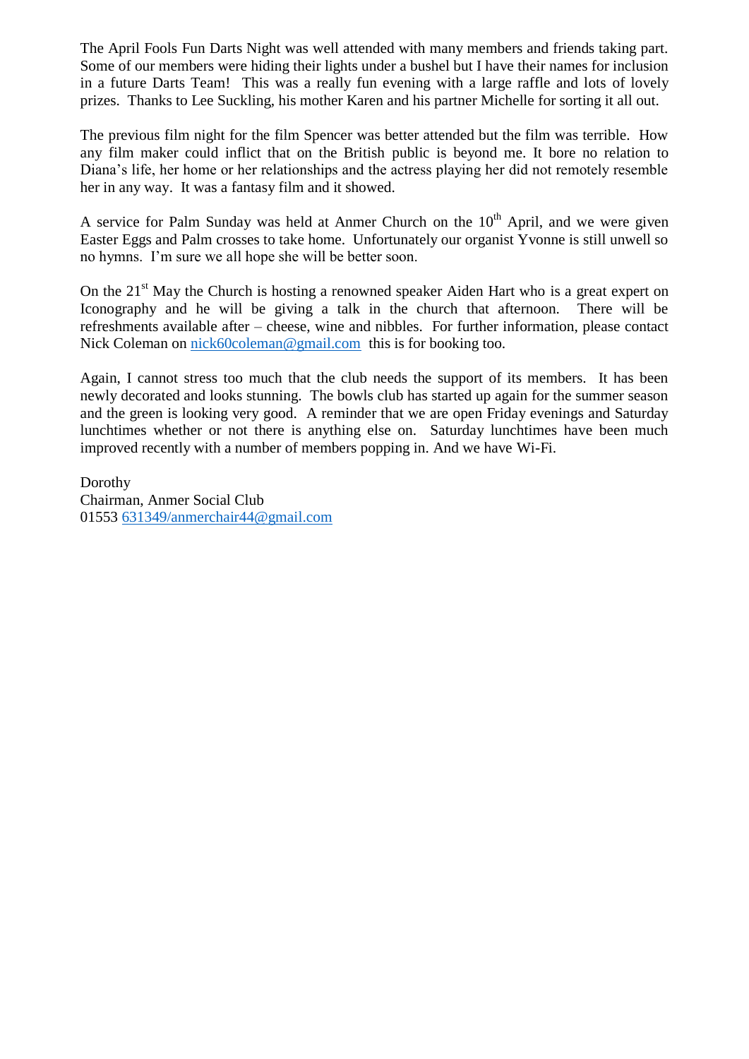The April Fools Fun Darts Night was well attended with many members and friends taking part. Some of our members were hiding their lights under a bushel but I have their names for inclusion in a future Darts Team! This was a really fun evening with a large raffle and lots of lovely prizes. Thanks to Lee Suckling, his mother Karen and his partner Michelle for sorting it all out.

The previous film night for the film Spencer was better attended but the film was terrible. How any film maker could inflict that on the British public is beyond me. It bore no relation to Diana's life, her home or her relationships and the actress playing her did not remotely resemble her in any way. It was a fantasy film and it showed.

A service for Palm Sunday was held at Anmer Church on the 10th April, and we were given Easter Eggs and Palm crosses to take home. Unfortunately our organist Yvonne is still unwell so no hymns. I'm sure we all hope she will be better soon.

On the 21st May the Church is hosting a renowned speaker Aiden Hart who is a great expert on Iconography and he will be giving a talk in the church that afternoon. There will be refreshments available after – cheese, wine and nibbles. For further information, please contact Nick Coleman on nick60coleman@gmail.com this is for booking too.

Again, I cannot stress too much that the club needs the support of its members. It has been newly decorated and looks stunning. The bowls club has started up again for the summer season and the green is looking very good. A reminder that we are open Friday evenings and Saturday lunchtimes whether or not there is anything else on. Saturday lunchtimes have been much improved recently with a number of members popping in. And we have Wi-Fi.

Dorothy
Chairman, Anmer Social Club
01553 631349/anmerchair44@gmail.com